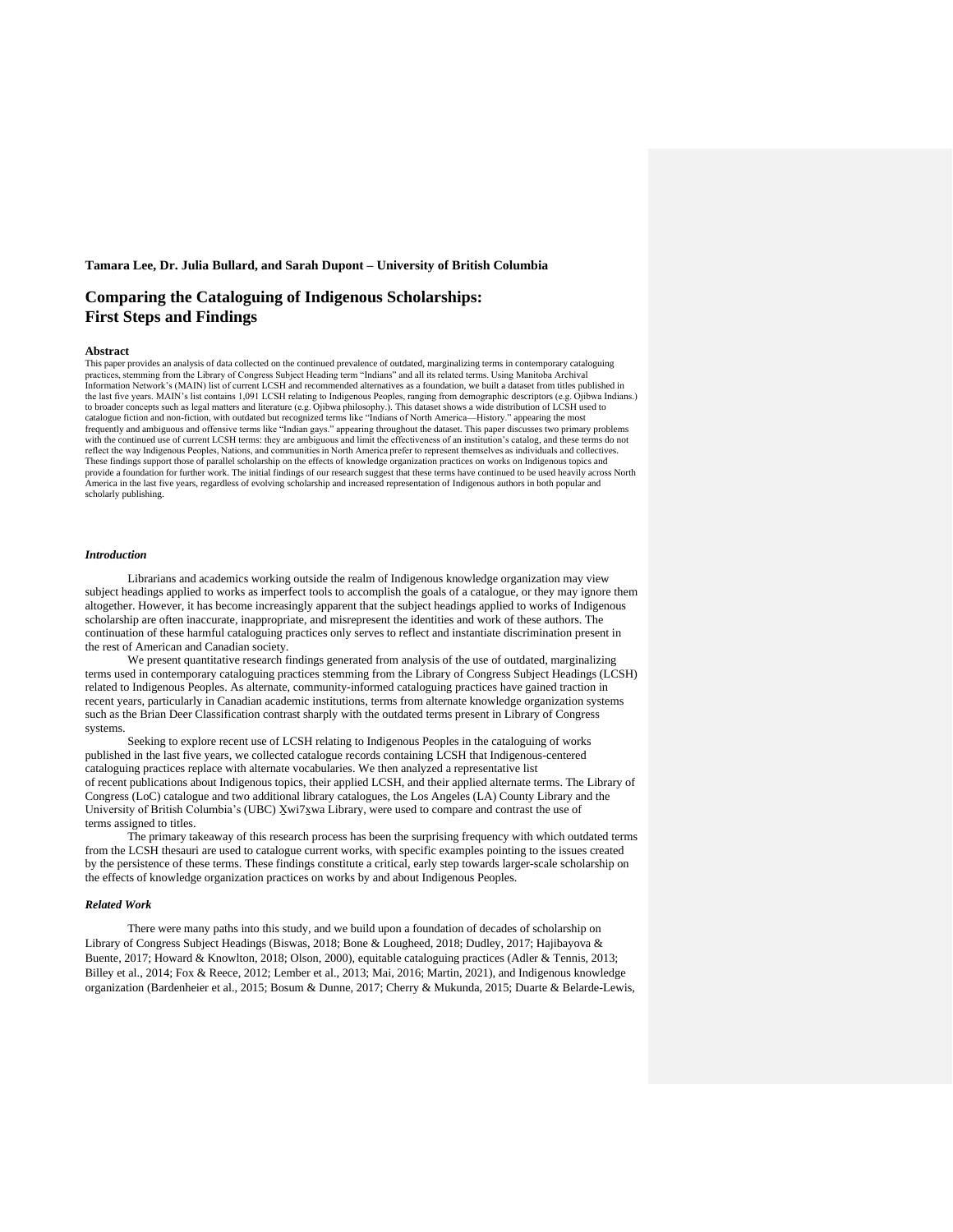**Tamara Lee, Dr. Julia Bullard, and Sarah Dupont – University of British Columbia**

# Comparing the Cataloguing of Indigenous Scholarships: First Steps and Findings

### Abstract

This paper provides an analysis of data collected on the continued prevalence of outdated, marginalizing terms in contemporary cataloguing practices, stemming from the Library of Congress Subject Heading term "Indians" and all its related terms. Using Manitoba Archival Information Network's (MAIN) list of current LCSH and recommended alternatives as a foundation, we built a dataset from titles published in the last five years. MAIN's list contains 1,091 LCSH relating to Indigenous Peoples, ranging from demographic descriptors (e.g. Ojibwa Indians.) to broader concepts such as legal matters and literature (e.g. Ojibwa philosophy.). This dataset shows a wide distribution of LCSH used to catalogue fiction and non-fiction, with outdated but recognized terms like "Indians of North America—History." appearing the most frequently and ambiguous and offensive terms like "Indian gays." appearing throughout the dataset. This paper discusses two primary problems with the continued use of current LCSH terms: they are ambiguous and limit the effectiveness of an institution's catalog, and these terms do not reflect the way Indigenous Peoples, Nations, and communities in North America prefer to represent themselves as individuals and collectives. These findings support those of parallel scholarship on the effects of knowledge organization practices on works on Indigenous topics and provide a foundation for further work. The initial findings of our research suggest that these terms have continued to be used heavily across North America in the last five years, regardless of evolving scholarship and increased representation of Indigenous authors in both popular and scholarly publishing.

### *Introduction*

Librarians and academics working outside the realm of Indigenous knowledge organization may view subject headings applied to works as imperfect tools to accomplish the goals of a catalogue, or they may ignore them altogether. However, it has become increasingly apparent that the subject headings applied to works of Indigenous scholarship are often inaccurate, inappropriate, and misrepresent the identities and work of these authors. The continuation of these harmful cataloguing practices only serves to reflect and instantiate discrimination present in the rest of American and Canadian society.

We present quantitative research findings generated from analysis of the use of outdated, marginalizing terms used in contemporary cataloguing practices stemming from the Library of Congress Subject Headings (LCSH) related to Indigenous Peoples. As alternate, community-informed cataloguing practices have gained traction in recent years, particularly in Canadian academic institutions, terms from alternate knowledge organization systems such as the Brian Deer Classification contrast sharply with the outdated terms present in Library of Congress systems.

Seeking to explore recent use of LCSH relating to Indigenous Peoples in the cataloguing of works published in the last five years, we collected catalogue records containing LCSH that Indigenous-centered cataloguing practices replace with alternate vocabularies. We then analyzed a representative list of recent publications about Indigenous topics, their applied LCSH, and their applied alternate terms. The Library of Congress (LoC) catalogue and two additional library catalogues, the Los Angeles (LA) County Library and the University of British Columbia's (UBC) X̱wi7x̱wa Library, were used to compare and contrast the use of terms assigned to titles.

The primary takeaway of this research process has been the surprising frequency with which outdated terms from the LCSH thesauri are used to catalogue current works, with specific examples pointing to the issues created by the persistence of these terms. These findings constitute a critical, early step towards larger-scale scholarship on the effects of knowledge organization practices on works by and about Indigenous Peoples.

### *Related Work*

There were many paths into this study, and we build upon a foundation of decades of scholarship on Library of Congress Subject Headings (Biswas, 2018; Bone & Lougheed, 2018; Dudley, 2017; Hajibayova & Buente, 2017; Howard & Knowlton, 2018; Olson, 2000), equitable cataloguing practices (Adler & Tennis, 2013; Billey et al., 2014; Fox & Reece, 2012; Lember et al., 2013; Mai, 2016; Martin, 2021), and Indigenous knowledge organization (Bardenheier et al., 2015; Bosum & Dunne, 2017; Cherry & Mukunda, 2015; Duarte & Belarde-Lewis,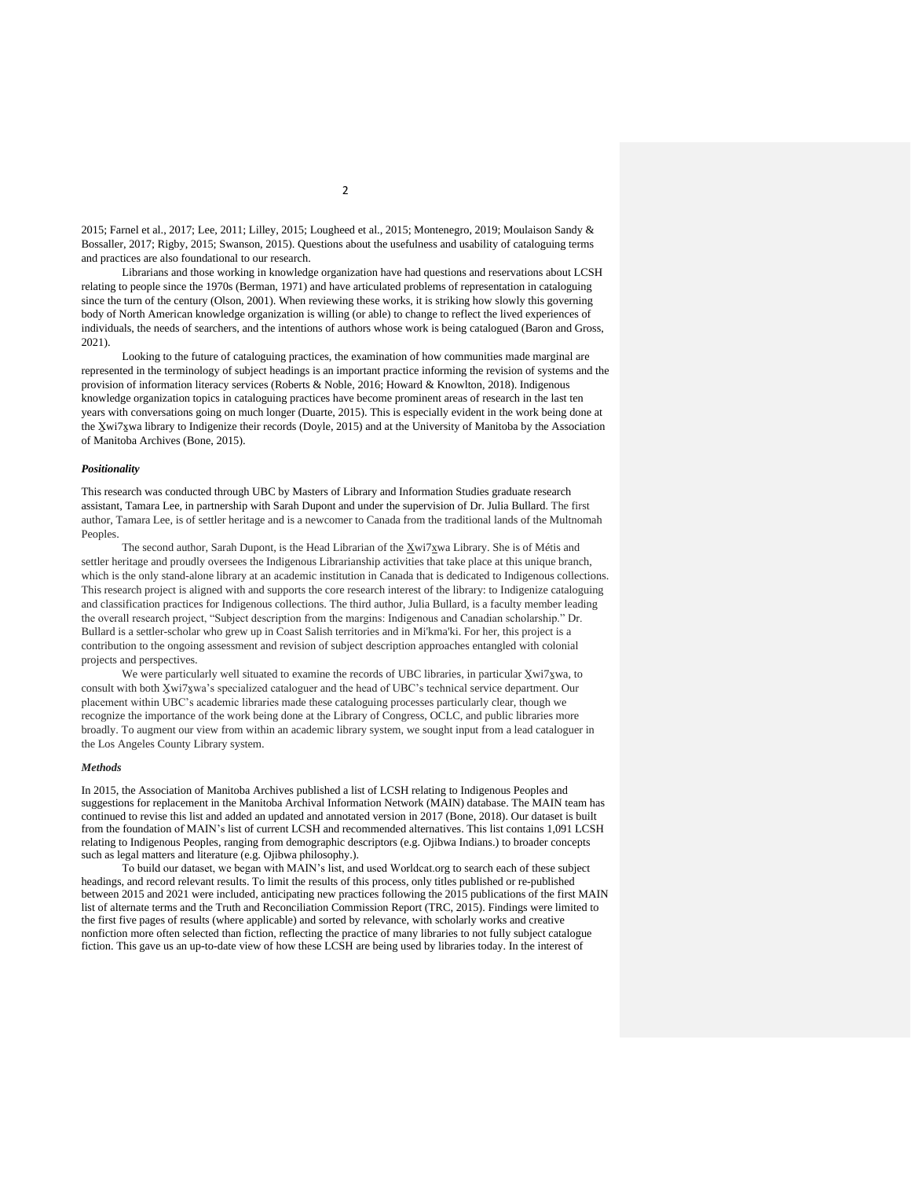2015; Farnel et al., 2017; Lee, 2011; Lilley, 2015; Lougheed et al., 2015; Montenegro, 2019; Moulaison Sandy & Bossaller, 2017; Rigby, 2015; Swanson, 2015). Questions about the usefulness and usability of cataloguing terms and practices are also foundational to our research.

Librarians and those working in knowledge organization have had questions and reservations about LCSH relating to people since the 1970s (Berman, 1971) and have articulated problems of representation in cataloguing since the turn of the century (Olson, 2001). When reviewing these works, it is striking how slowly this governing body of North American knowledge organization is willing (or able) to change to reflect the lived experiences of individuals, the needs of searchers, and the intentions of authors whose work is being catalogued (Baron and Gross, 2021).

Looking to the future of cataloguing practices, the examination of how communities made marginal are represented in the terminology of subject headings is an important practice informing the revision of systems and the provision of information literacy services (Roberts & Noble, 2016; Howard & Knowlton, 2018). Indigenous knowledge organization topics in cataloguing practices have become prominent areas of research in the last ten years with conversations going on much longer (Duarte, 2015). This is especially evident in the work being done at the X̱wi7x̱wa library to Indigenize their records (Doyle, 2015) and at the University of Manitoba by the Association of Manitoba Archives (Bone, 2015).

### *Positionality*

This research was conducted through UBC by Masters of Library and Information Studies graduate research assistant, Tamara Lee, in partnership with Sarah Dupont and under the supervision of Dr. Julia Bullard. The first author, Tamara Lee, is of settler heritage and is a newcomer to Canada from the traditional lands of the Multnomah Peoples.

The second author, Sarah Dupont, is the Head Librarian of the X̱wi7x̱wa Library. She is of Métis and settler heritage and proudly oversees the Indigenous Librarianship activities that take place at this unique branch, which is the only stand-alone library at an academic institution in Canada that is dedicated to Indigenous collections. This research project is aligned with and supports the core research interest of the library: to Indigenize cataloguing and classification practices for Indigenous collections. The third author, Julia Bullard, is a faculty member leading the overall research project, "Subject description from the margins: Indigenous and Canadian scholarship." Dr. Bullard is a settler-scholar who grew up in Coast Salish territories and in Mi'kma'ki. For her, this project is a contribution to the ongoing assessment and revision of subject description approaches entangled with colonial projects and perspectives.

We were particularly well situated to examine the records of UBC libraries, in particular X̱wi7x̱wa, to consult with both X̱wi7x̱wa's specialized cataloguer and the head of UBC's technical service department. Our placement within UBC's academic libraries made these cataloguing processes particularly clear, though we recognize the importance of the work being done at the Library of Congress, OCLC, and public libraries more broadly. To augment our view from within an academic library system, we sought input from a lead cataloguer in the Los Angeles County Library system.

### *Methods*

In 2015, the Association of Manitoba Archives published a list of LCSH relating to Indigenous Peoples and suggestions for replacement in the Manitoba Archival Information Network (MAIN) database. The MAIN team has continued to revise this list and added an updated and annotated version in 2017 (Bone, 2018). Our dataset is built from the foundation of MAIN's list of current LCSH and recommended alternatives. This list contains 1,091 LCSH relating to Indigenous Peoples, ranging from demographic descriptors (e.g. Ojibwa Indians.) to broader concepts such as legal matters and literature (e.g. Ojibwa philosophy.).

To build our dataset, we began with MAIN's list, and used Worldcat.org to search each of these subject headings, and record relevant results. To limit the results of this process, only titles published or re-published between 2015 and 2021 were included, anticipating new practices following the 2015 publications of the first MAIN list of alternate terms and the Truth and Reconciliation Commission Report (TRC, 2015). Findings were limited to the first five pages of results (where applicable) and sorted by relevance, with scholarly works and creative nonfiction more often selected than fiction, reflecting the practice of many libraries to not fully subject catalogue fiction. This gave us an up-to-date view of how these LCSH are being used by libraries today. In the interest of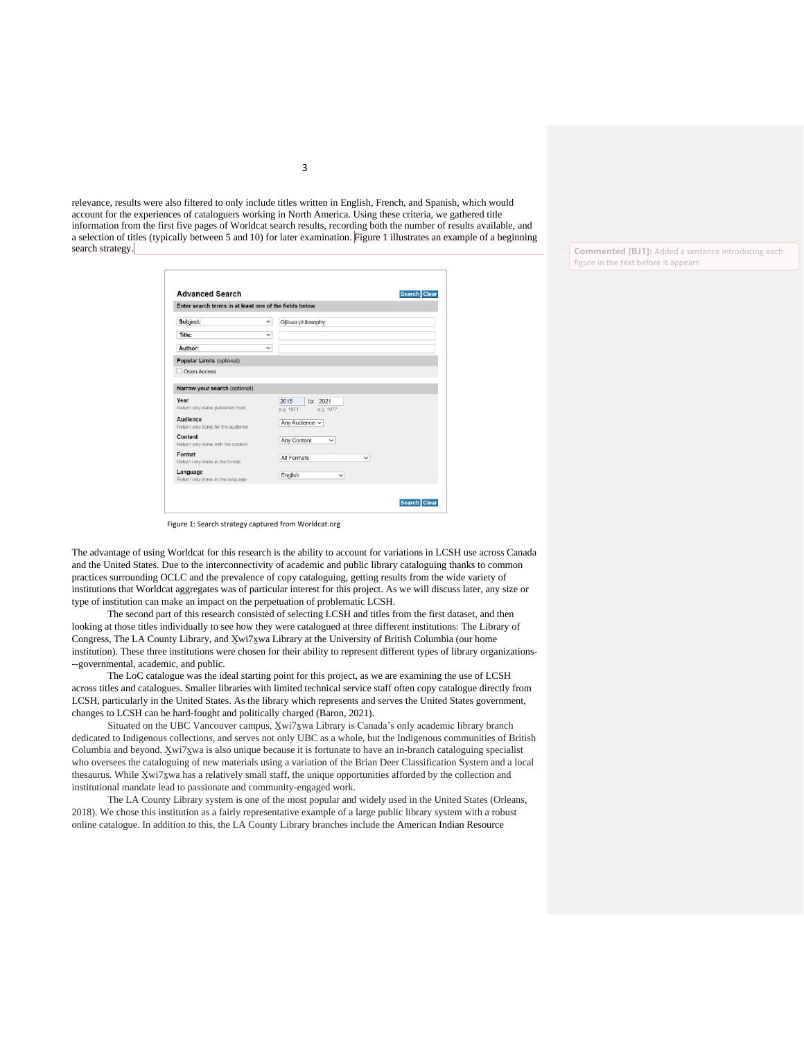relevance, results were also filtered to only include titles written in English, French, and Spanish, which would account for the experiences of catalogers working in North America. Using these criteria, we gathered title information from the first five pages of Worldcat search results, recording both the number of results available, and a selection of titles (typically between 5 and 10) for later examination. Figure 1 illustrates an example of a beginning search strategy.

Commented [BJ1]: Added a sentence introducing each figure in the text before it appears

Figure 1: Search strategy captured from Worldcat.org

The advantage of using Worldcat for this research is the ability to account for variations in LCSH use across Canada and the United States. Due to the interconnectivity of academic and public library cataloguing thanks to common practices surrounding OCLC and the prevalence of copy cataloguing, getting results from the wide variety of institutions that Worldcat aggregates was of particular interest for this project. As we will discuss later, any size or type of institution can make an impact on the perpetuation of problematic LCSH.

The second part of this research consisted of selecting LCSH and titles from the first dataset, and then looking at those titles individually to see how they were catalogued at three different institutions: The Library of Congress, The LA County Library, and X̱wi7x̱wa Library at the University of British Columbia (our home institution). These three institutions were chosen for their ability to represent different types of library organizations---governmental, academic, and public.

The LoC catalogue was the ideal starting point for this project, as we are examining the use of LCSH across titles and catalogues. Smaller libraries with limited technical service staff often copy catalogue directly from LCSH, particularly in the United States. As the library which represents and serves the United States government, changes to LCSH can be hard-fought and politically charged (Baron, 2021).

Situated on the UBC Vancouver campus, X̱wi7x̱wa Library is Canada's only academic library branch dedicated to Indigenous collections, and serves not only UBC as a whole, but the Indigenous communities of British Columbia and beyond. X̱wi7x̱wa is also unique because it is fortunate to have an in-branch cataloguing specialist who oversees the cataloguing of new materials using a variation of the Brian Deer Classification System and a local thesaurus. While X̱wi7x̱wa has a relatively small staff, the unique opportunities afforded by the collection and institutional mandate lead to passionate and community-engaged work.

The LA County Library system is one of the most popular and widely used in the United States (Orleans, 2018). We chose this institution as a fairly representative example of a large public library system with a robust online catalogue. In addition to this, the LA County Library branches include the American Indian Resource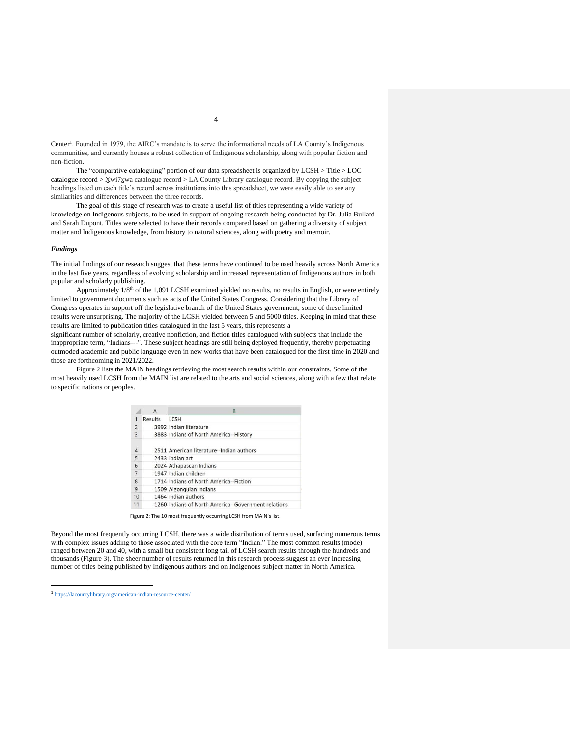Center[1]. Founded in 1979, the AIRC's mandate is to serve the informational needs of LA County's Indigenous communities, and currently houses a robust collection of Indigenous scholarship, along with popular fiction and non-fiction.

The "comparative cataloguing" portion of our data spreadsheet is organized by LCSH > Title > LOC catalogue record > X̱wi7x̱wa catalogue record > LA County Library catalogue record. By copying the subject headings listed on each title's record across institutions into this spreadsheet, we were easily able to see any similarities and differences between the three records.

The goal of this stage of research was to create a useful list of titles representing a wide variety of knowledge on Indigenous subjects, to be used in support of ongoing research being conducted by Dr. Julia Bullard and Sarah Dupont. Titles were selected to have their records compared based on gathering a diversity of subject matter and Indigenous knowledge, from history to natural sciences, along with poetry and memoir.

***Findings***

The initial findings of our research suggest that these terms have continued to be used heavily across North America in the last five years, regardless of evolving scholarship and increased representation of Indigenous authors in both popular and scholarly publishing.

Approximately 1/8th of the 1,091 LCSH examined yielded no results, no results in English, or were entirely limited to government documents such as acts of the United States Congress. Considering that the Library of Congress operates in support off the legislative branch of the United States government, some of these limited results were unsurprising. The majority of the LCSH yielded between 5 and 5000 titles. Keeping in mind that these results are limited to publication titles catalogued in the last 5 years, this represents a significant number of scholarly, creative nonfiction, and fiction titles catalogued with subjects that include the inappropriate term, "Indians---". These subject headings are still being deployed frequently, thereby perpetuating outmoded academic and public language even in new works that have been catalogued for the first time in 2020 and those are forthcoming in 2021/2022.

Figure 2 lists the MAIN headings retrieving the most search results within our constraints. Some of the most heavily used LCSH from the MAIN list are related to the arts and social sciences, along with a few that relate to specific nations or peoples.

| | A | B |
|---|---|---|
| 1 | Results | LCSH |
| 2 | 3992 | Indian literature |
| 3 | 3883 | Indians of North America--History |
| 4 | 2511 | American literature--Indian authors |
| 5 | 2433 | Indian art |
| 6 | 2024 | Athapascan Indians |
| 7 | 1947 | Indian children |
| 8 | 1714 | Indians of North America--Fiction |
| 9 | 1509 | Algonquian Indians |
| 10 | 1464 | Indian authors |
| 11 | 1260 | Indians of North America--Government relations |

Figure 2: The 10 most frequently occurring LCSH from MAIN's list.

Beyond the most frequently occurring LCSH, there was a wide distribution of terms used, surfacing numerous terms with complex issues adding to those associated with the core term "Indian." The most common results (mode) ranged between 20 and 40, with a small but consistent long tail of LCSH search results through the hundreds and thousands (Figure 3). The sheer number of results returned in this research process suggest an ever increasing number of titles being published by Indigenous authors and on Indigenous subject matter in North America.

[1] https://lacountylibrary.org/american-indian-resource-center/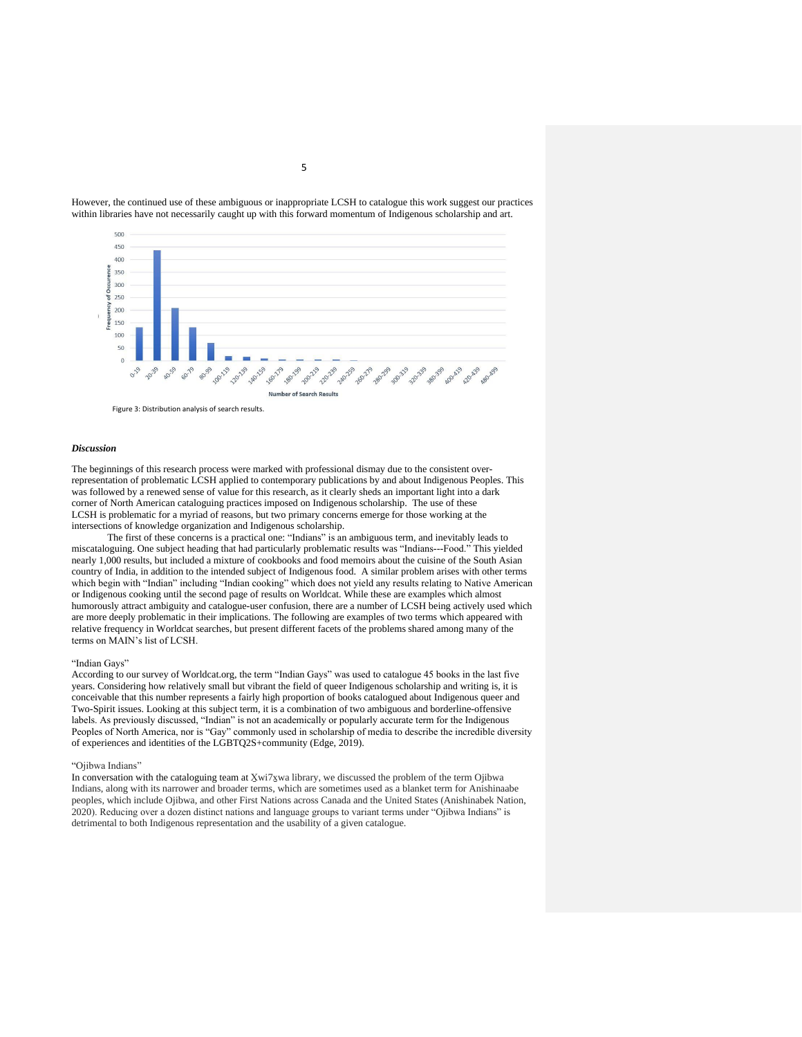However, the continued use of these ambiguous or inappropriate LCSH to catalogue this work suggest our practices within libraries have not necessarily caught up with this forward momentum of Indigenous scholarship and art.

Figure 3: Distribution analysis of search results.

### *Discussion*

The beginnings of this research process were marked with professional dismay due to the consistent over-representation of problematic LCSH applied to contemporary publications by and about Indigenous Peoples. This was followed by a renewed sense of value for this research, as it clearly sheds an important light into a dark corner of North American cataloguing practices imposed on Indigenous scholarship. The use of these LCSH is problematic for a myriad of reasons, but two primary concerns emerge for those working at the intersections of knowledge organization and Indigenous scholarship.

The first of these concerns is a practical one: "Indians" is an ambiguous term, and inevitably leads to miscataloguing. One subject heading that had particularly problematic results was "Indians---Food." This yielded nearly 1,000 results, but included a mixture of cookbooks and food memoirs about the cuisine of the South Asian country of India, in addition to the intended subject of Indigenous food. A similar problem arises with other terms which begin with "Indian" including "Indian cooking" which does not yield any results relating to Native American or Indigenous cooking until the second page of results on Worldcat. While these are examples which almost humorously attract ambiguity and catalogue-user confusion, there are a number of LCSH being actively used which are more deeply problematic in their implications. The following are examples of two terms which appeared with relative frequency in Worldcat searches, but present different facets of the problems shared among many of the terms on MAIN's list of LCSH.

"Indian Gays"
According to our survey of Worldcat.org, the term "Indian Gays" was used to catalogue 45 books in the last five years. Considering how relatively small but vibrant the field of queer Indigenous scholarship and writing is, it is conceivable that this number represents a fairly high proportion of books catalogued about Indigenous queer and Two-Spirit issues. Looking at this subject term, it is a combination of two ambiguous and borderline-offensive labels. As previously discussed, "Indian" is not an academically or popularly accurate term for the Indigenous Peoples of North America, nor is "Gay" commonly used in scholarship of media to describe the incredible diversity of experiences and identities of the LGBTQ2S+community (Edge, 2019).

"Ojibwa Indians"
In conversation with the cataloguing team at X̱wi7x̱wa library, we discussed the problem of the term Ojibwa Indians, along with its narrower and broader terms, which are sometimes used as a blanket term for Anishinaabe peoples, which include Ojibwa, and other First Nations across Canada and the United States (Anishinabek Nation, 2020). Reducing over a dozen distinct nations and language groups to variant terms under "Ojibwa Indians" is detrimental to both Indigenous representation and the usability of a given catalogue.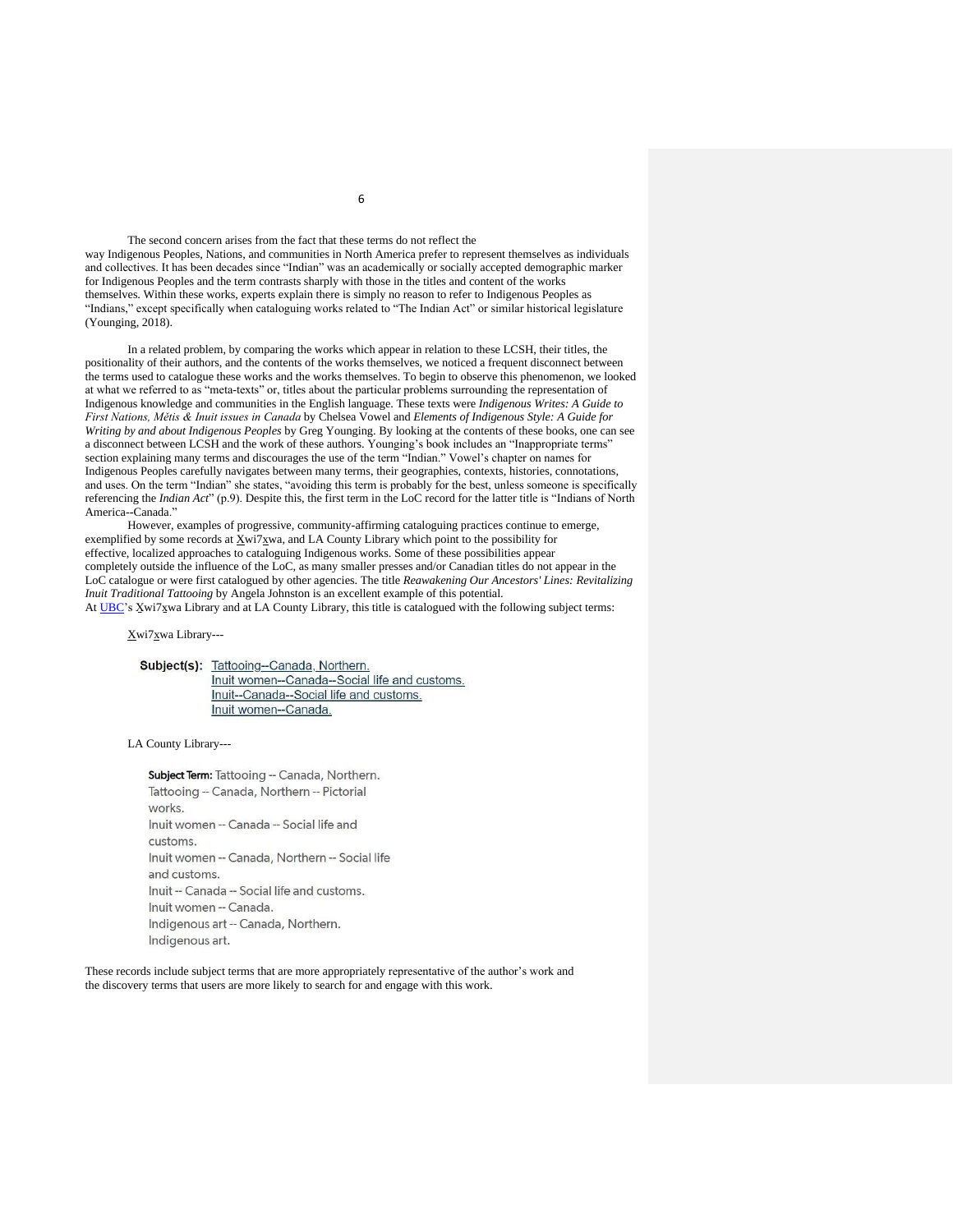The second concern arises from the fact that these terms do not reflect the way Indigenous Peoples, Nations, and communities in North America prefer to represent themselves as individuals and collectives. It has been decades since "Indian" was an academically or socially accepted demographic marker for Indigenous Peoples and the term contrasts sharply with those in the titles and content of the works themselves. Within these works, experts explain there is simply no reason to refer to Indigenous Peoples as "Indians," except specifically when cataloguing works related to "The Indian Act" or similar historical legislature (Younging, 2018).

In a related problem, by comparing the works which appear in relation to these LCSH, their titles, the positionality of their authors, and the contents of the works themselves, we noticed a frequent disconnect between the terms used to catalogue these works and the works themselves. To begin to observe this phenomenon, we looked at what we referred to as "meta-texts" or, titles about the particular problems surrounding the representation of Indigenous knowledge and communities in the English language. These texts were *Indigenous Writes: A Guide to First Nations, Métis & Inuit issues in Canada* by Chelsea Vowel and *Elements of Indigenous Style: A Guide for Writing by and about Indigenous Peoples* by Greg Younging. By looking at the contents of these books, one can see a disconnect between LCSH and the work of these authors. Younging's book includes an "Inappropriate terms" section explaining many terms and discourages the use of the term "Indian." Vowel's chapter on names for Indigenous Peoples carefully navigates between many terms, their geographies, contexts, histories, connotations, and uses. On the term "Indian" she states, "avoiding this term is probably for the best, unless someone is specifically referencing the *Indian Act*" (p.9). Despite this, the first term in the LoC record for the latter title is "Indians of North America--Canada."

However, examples of progressive, community-affirming cataloguing practices continue to emerge, exemplified by some records at X̲wi7x̲wa, and LA County Library which point to the possibility for effective, localized approaches to cataloguing Indigenous works. Some of these possibilities appear completely outside the influence of the LoC, as many smaller presses and/or Canadian titles do not appear in the LoC catalogue or were first catalogued by other agencies. The title *Reawakening Our Ancestors' Lines: Revitalizing Inuit Traditional Tattooing* by Angela Johnston is an excellent example of this potential. At UBC's X̲wi7x̲wa Library and at LA County Library, this title is catalogued with the following subject terms:

X̲wi7x̲wa Library---

**Subject(s):** Tattooing--Canada, Northern.
Inuit women--Canada--Social life and customs.
Inuit--Canada--Social life and customs.
Inuit women--Canada.

LA County Library---

**Subject Term:** Tattooing -- Canada, Northern.
Tattooing -- Canada, Northern -- Pictorial works.
Inuit women -- Canada -- Social life and customs.
Inuit women -- Canada, Northern -- Social life and customs.
Inuit -- Canada -- Social life and customs.
Inuit women -- Canada.
Indigenous art -- Canada, Northern.
Indigenous art.

These records include subject terms that are more appropriately representative of the author's work and the discovery terms that users are more likely to search for and engage with this work.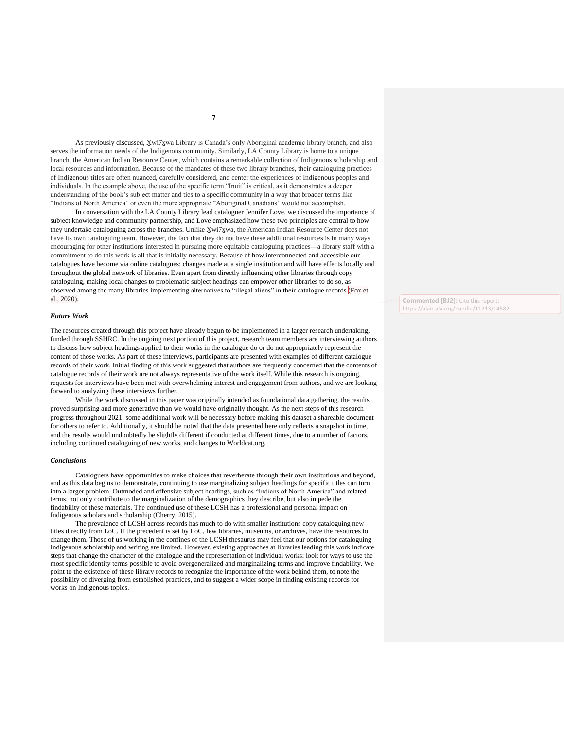As previously discussed, X̱wi7x̱wa Library is Canada's only Aboriginal academic library branch, and also serves the information needs of the Indigenous community. Similarly, LA County Library is home to a unique branch, the American Indian Resource Center, which contains a remarkable collection of Indigenous scholarship and local resources and information. Because of the mandates of these two library branches, their cataloguing practices of Indigenous titles are often nuanced, carefully considered, and center the experiences of Indigenous peoples and individuals. In the example above, the use of the specific term "Inuit" is critical, as it demonstrates a deeper understanding of the book's subject matter and ties to a specific community in a way that broader terms like "Indians of North America" or even the more appropriate "Aboriginal Canadians" would not accomplish.

In conversation with the LA County Library lead cataloguer Jennifer Love, we discussed the importance of subject knowledge and community partnership, and Love emphasized how these two principles are central to how they undertake cataloguing across the branches. Unlike X̱wi7x̱wa, the American Indian Resource Center does not have its own cataloguing team. However, the fact that they do not have these additional resources is in many ways encouraging for other institutions interested in pursuing more equitable cataloguing practices---a library staff with a commitment to do this work is all that is initially necessary. Because of how interconnected and accessible our catalogues have become via online catalogues; changes made at a single institution and will have effects locally and throughout the global network of libraries. Even apart from directly influencing other libraries through copy cataloguing, making local changes to problematic subject headings can empower other libraries to do so, as observed among the many libraries implementing alternatives to "illegal aliens" in their catalogue records (Fox et al., 2020).

Commented [BJ2]: Cite this report: https://alair.ala.org/handle/11213/14582

### *Future Work*

The resources created through this project have already begun to be implemented in a larger research undertaking, funded through SSHRC. In the ongoing next portion of this project, research team members are interviewing authors to discuss how subject headings applied to their works in the catalogue do or do not appropriately represent the content of those works. As part of these interviews, participants are presented with examples of different catalogue records of their work. Initial finding of this work suggested that authors are frequently concerned that the contents of catalogue records of their work are not always representative of the work itself. While this research is ongoing, requests for interviews have been met with overwhelming interest and engagement from authors, and we are looking forward to analyzing these interviews further.

While the work discussed in this paper was originally intended as foundational data gathering, the results proved surprising and more generative than we would have originally thought. As the next steps of this research progress throughout 2021, some additional work will be necessary before making this dataset a shareable document for others to refer to. Additionally, it should be noted that the data presented here only reflects a snapshot in time, and the results would undoubtedly be slightly different if conducted at different times, due to a number of factors, including continued cataloguing of new works, and changes to Worldcat.org.

### *Conclusions*

Cataloguers have opportunities to make choices that reverberate through their own institutions and beyond, and as this data begins to demonstrate, continuing to use marginalizing subject headings for specific titles can turn into a larger problem. Outmoded and offensive subject headings, such as "Indians of North America" and related terms, not only contribute to the marginalization of the demographics they describe, but also impede the findability of these materials. The continued use of these LCSH has a professional and personal impact on Indigenous scholars and scholarship (Cherry, 2015).

The prevalence of LCSH across records has much to do with smaller institutions copy cataloguing new titles directly from LoC. If the precedent is set by LoC, few libraries, museums, or archives, have the resources to change them. Those of us working in the confines of the LCSH thesaurus may feel that our options for cataloguing Indigenous scholarship and writing are limited. However, existing approaches at libraries leading this work indicate steps that change the character of the catalogue and the representation of individual works: look for ways to use the most specific identity terms possible to avoid overgeneralized and marginalizing terms and improve findability. We point to the existence of these library records to recognize the importance of the work behind them, to note the possibility of diverging from established practices, and to suggest a wider scope in finding existing records for works on Indigenous topics.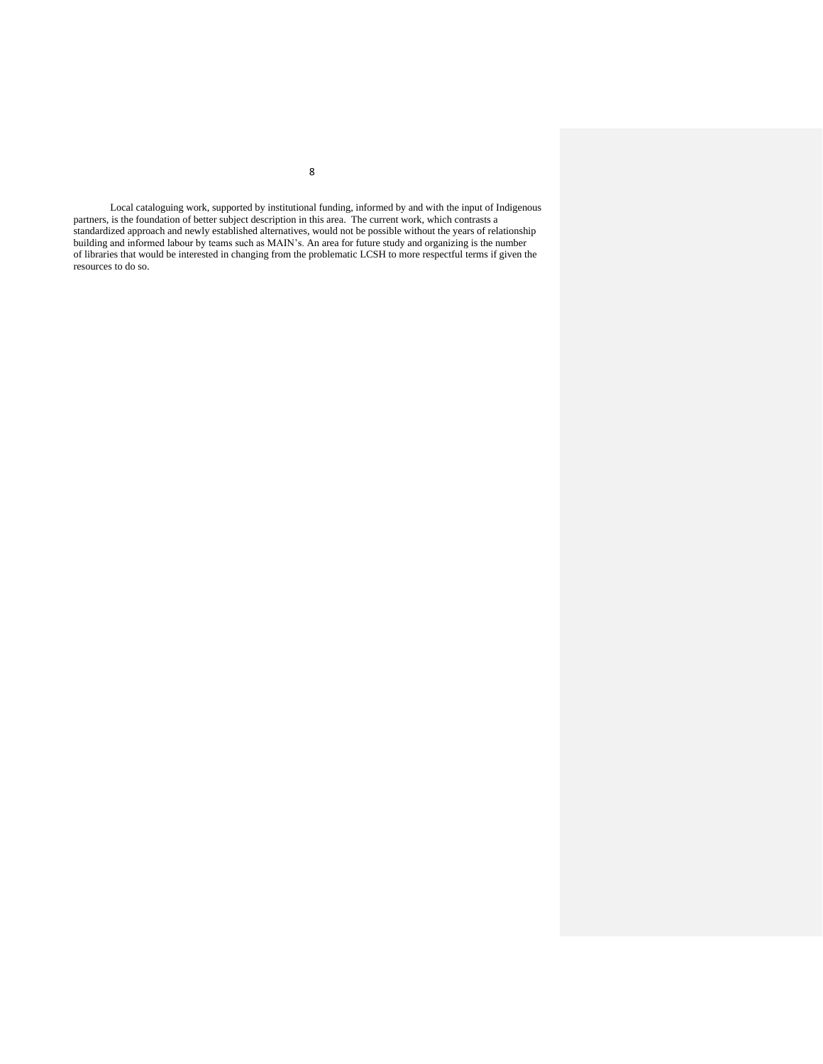Local cataloguing work, supported by institutional funding, informed by and with the input of Indigenous partners, is the foundation of better subject description in this area. The current work, which contrasts a standardized approach and newly established alternatives, would not be possible without the years of relationship building and informed labour by teams such as MAIN's. An area for future study and organizing is the number of libraries that would be interested in changing from the problematic LCSH to more respectful terms if given the resources to do so.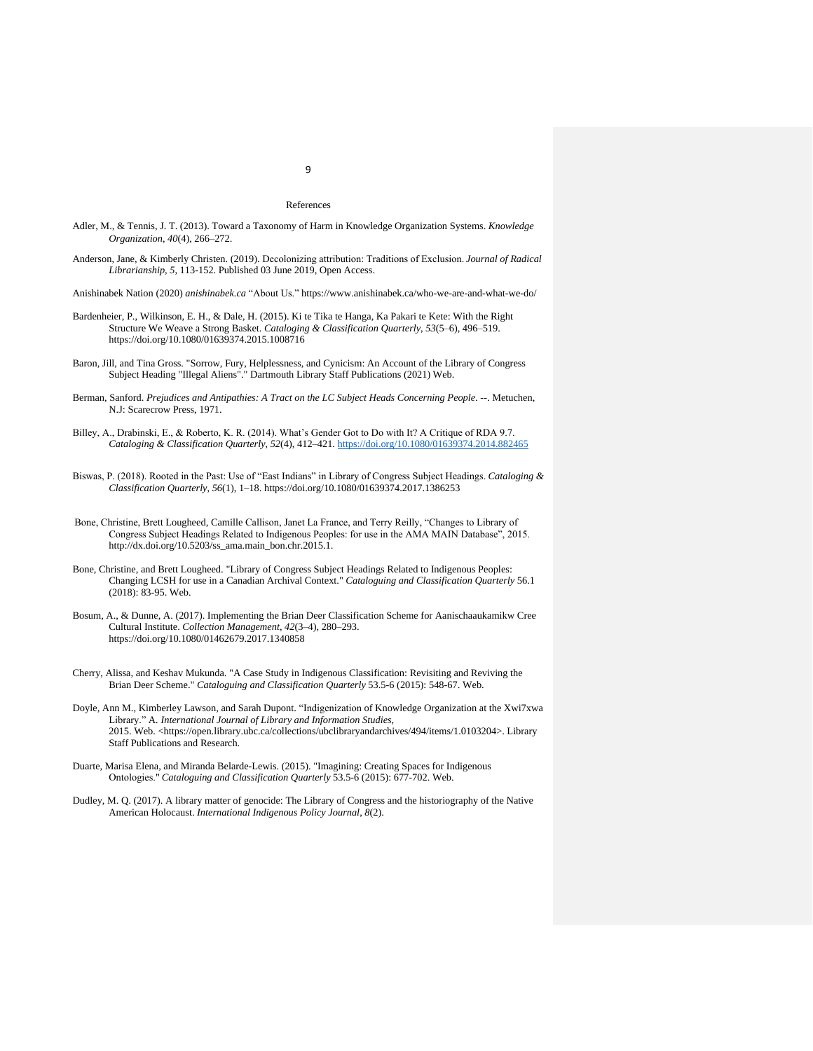# References

Adler, M., & Tennis, J. T. (2013). Toward a Taxonomy of Harm in Knowledge Organization Systems. *Knowledge Organization*, *40*(4), 266–272.

Anderson, Jane, & Kimberly Christen. (2019). Decolonizing attribution: Traditions of Exclusion. *Journal of Radical Librarianship, 5,* 113-152. Published 03 June 2019, Open Access.

Anishinabek Nation (2020) *anishinabek.ca* "About Us." https://www.anishinabek.ca/who-we-are-and-what-we-do/

Bardenheier, P., Wilkinson, E. H., & Dale, H. (2015). Ki te Tika te Hanga, Ka Pakari te Kete: With the Right Structure We Weave a Strong Basket. *Cataloging & Classification Quarterly*, *53*(5–6), 496–519. https://doi.org/10.1080/01639374.2015.1008716

Baron, Jill, and Tina Gross. "Sorrow, Fury, Helplessness, and Cynicism: An Account of the Library of Congress Subject Heading "Illegal Aliens"." Dartmouth Library Staff Publications (2021) Web.

Berman, Sanford. *Prejudices and Antipathies: A Tract on the LC Subject Heads Concerning People*. --. Metuchen, N.J: Scarecrow Press, 1971.

Billey, A., Drabinski, E., & Roberto, K. R. (2014). What's Gender Got to Do with It? A Critique of RDA 9.7. *Cataloging & Classification Quarterly*, *52*(4), 412–421. https://doi.org/10.1080/01639374.2014.882465

Biswas, P. (2018). Rooted in the Past: Use of "East Indians" in Library of Congress Subject Headings. *Cataloging & Classification Quarterly*, *56*(1), 1–18. https://doi.org/10.1080/01639374.2017.1386253

Bone, Christine, Brett Lougheed, Camille Callison, Janet La France, and Terry Reilly, "Changes to Library of Congress Subject Headings Related to Indigenous Peoples: for use in the AMA MAIN Database", 2015. http://dx.doi.org/10.5203/ss_ama.main_bon.chr.2015.1.

Bone, Christine, and Brett Lougheed. "Library of Congress Subject Headings Related to Indigenous Peoples: Changing LCSH for use in a Canadian Archival Context." *Cataloguing and Classification Quarterly* 56.1 (2018): 83-95. Web.

Bosum, A., & Dunne, A. (2017). Implementing the Brian Deer Classification Scheme for Aanischaaukamikw Cree Cultural Institute. *Collection Management*, *42*(3–4), 280–293. https://doi.org/10.1080/01462679.2017.1340858

Cherry, Alissa, and Keshav Mukunda. "A Case Study in Indigenous Classification: Revisiting and Reviving the Brian Deer Scheme." *Cataloguing and Classification Quarterly* 53.5-6 (2015): 548-67. Web.

Doyle, Ann M., Kimberley Lawson, and Sarah Dupont. "Indigenization of Knowledge Organization at the Xwi7xwa Library." A. *International Journal of Library and Information Studies*, 2015. Web. <https://open.library.ubc.ca/collections/ubclibraryandarchives/494/items/1.0103204>. Library Staff Publications and Research.

Duarte, Marisa Elena, and Miranda Belarde-Lewis. (2015). "Imagining: Creating Spaces for Indigenous Ontologies." *Cataloguing and Classification Quarterly* 53.5-6 (2015): 677-702. Web.

Dudley, M. Q. (2017). A library matter of genocide: The Library of Congress and the historiography of the Native American Holocaust. *International Indigenous Policy Journal*, *8*(2).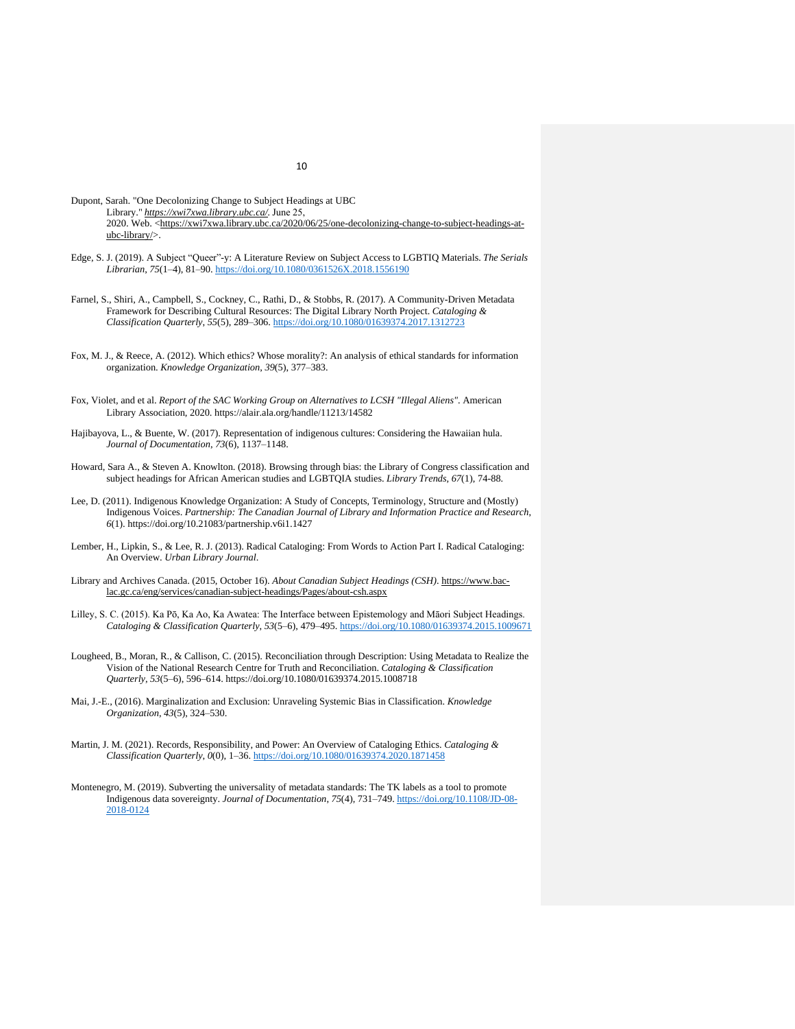Dupont, Sarah. "One Decolonizing Change to Subject Headings at UBC Library." ***https://xwi7xwa.library.ubc.ca/***. June 25, 2020. Web. <https://xwi7xwa.library.ubc.ca/2020/06/25/one-decolonizing-change-to-subject-headings-at-ubc-library/>.

Edge, S. J. (2019). A Subject "Queer"-y: A Literature Review on Subject Access to LGBTIQ Materials. *The Serials Librarian*, *75*(1–4), 81–90. https://doi.org/10.1080/0361526X.2018.1556190

Farnel, S., Shiri, A., Campbell, S., Cockney, C., Rathi, D., & Stobbs, R. (2017). A Community-Driven Metadata Framework for Describing Cultural Resources: The Digital Library North Project. *Cataloging & Classification Quarterly*, *55*(5), 289–306. https://doi.org/10.1080/01639374.2017.1312723

Fox, M. J., & Reece, A. (2012). Which ethics? Whose morality?: An analysis of ethical standards for information organization. *Knowledge Organization*, *39*(5), 377–383.

Fox, Violet, and et al. *Report of the SAC Working Group on Alternatives to LCSH "Illegal Aliens"*. American Library Association, 2020. https://alair.ala.org/handle/11213/14582

Hajibayova, L., & Buente, W. (2017). Representation of indigenous cultures: Considering the Hawaiian hula. *Journal of Documentation*, *73*(6), 1137–1148.

Howard, Sara A., & Steven A. Knowlton. (2018). Browsing through bias: the Library of Congress classification and subject headings for African American studies and LGBTQIA studies. *Library Trends*, *67*(1), 74-88.

Lee, D. (2011). Indigenous Knowledge Organization: A Study of Concepts, Terminology, Structure and (Mostly) Indigenous Voices. *Partnership: The Canadian Journal of Library and Information Practice and Research*, *6*(1). https://doi.org/10.21083/partnership.v6i1.1427

Lember, H., Lipkin, S., & Lee, R. J. (2013). Radical Cataloging: From Words to Action Part I. Radical Cataloging: An Overview. *Urban Library Journal*.

Library and Archives Canada. (2015, October 16). *About Canadian Subject Headings (CSH)*. https://www.bac-lac.gc.ca/eng/services/canadian-subject-headings/Pages/about-csh.aspx

Lilley, S. C. (2015). Ka Pō, Ka Ao, Ka Awatea: The Interface between Epistemology and Māori Subject Headings. *Cataloging & Classification Quarterly*, *53*(5–6), 479–495. https://doi.org/10.1080/01639374.2015.1009671

Lougheed, B., Moran, R., & Callison, C. (2015). Reconciliation through Description: Using Metadata to Realize the Vision of the National Research Centre for Truth and Reconciliation. *Cataloging & Classification Quarterly*, *53*(5–6), 596–614. https://doi.org/10.1080/01639374.2015.1008718

Mai, J.-E., (2016). Marginalization and Exclusion: Unraveling Systemic Bias in Classification. *Knowledge Organization*, *43*(5), 324–530.

Martin, J. M. (2021). Records, Responsibility, and Power: An Overview of Cataloging Ethics. *Cataloging & Classification Quarterly*, *0*(0), 1–36. https://doi.org/10.1080/01639374.2020.1871458

Montenegro, M. (2019). Subverting the universality of metadata standards: The TK labels as a tool to promote Indigenous data sovereignty. *Journal of Documentation*, *75*(4), 731–749. https://doi.org/10.1108/JD-08-2018-0124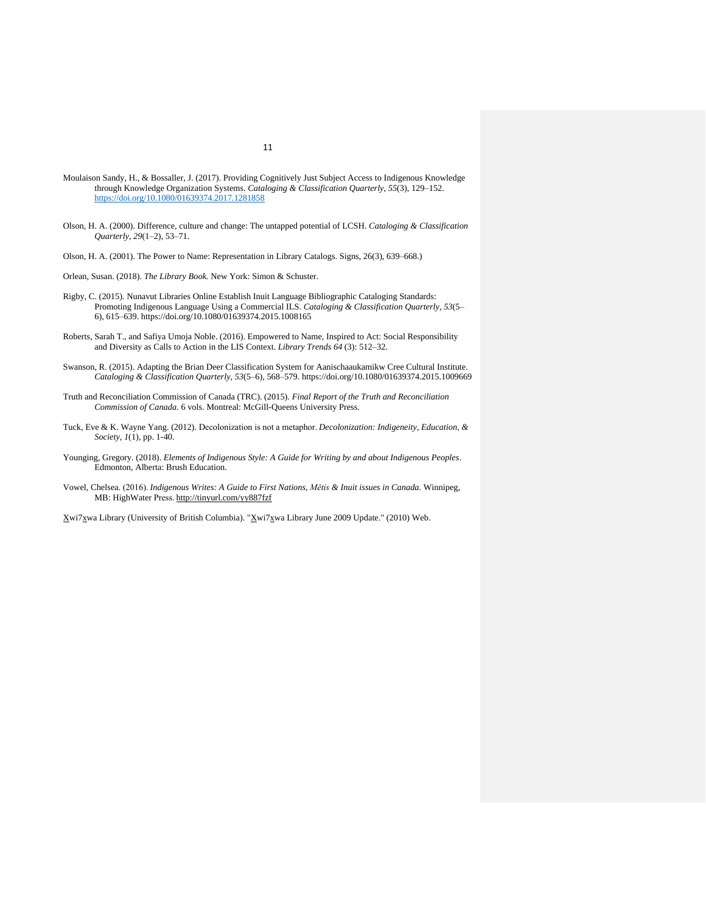Moulaison Sandy, H., & Bossaller, J. (2017). Providing Cognitively Just Subject Access to Indigenous Knowledge through Knowledge Organization Systems. *Cataloging & Classification Quarterly*, *55*(3), 129–152. https://doi.org/10.1080/01639374.2017.1281858

Olson, H. A. (2000). Difference, culture and change: The untapped potential of LCSH. *Cataloging & Classification Quarterly*, *29*(1–2), 53–71.

Olson, H. A. (2001). The Power to Name: Representation in Library Catalogs. Signs, 26(3), 639–668.)

Orlean, Susan. (2018). *The Library Book.* New York: Simon & Schuster.

Rigby, C. (2015). Nunavut Libraries Online Establish Inuit Language Bibliographic Cataloging Standards: Promoting Indigenous Language Using a Commercial ILS. *Cataloging & Classification Quarterly*, *53*(5–6), 615–639. https://doi.org/10.1080/01639374.2015.1008165

Roberts, Sarah T., and Safiya Umoja Noble. (2016). Empowered to Name, Inspired to Act: Social Responsibility and Diversity as Calls to Action in the LIS Context. *Library Trends 64* (3): 512–32.

Swanson, R. (2015). Adapting the Brian Deer Classification System for Aanischaaukamikw Cree Cultural Institute. *Cataloging & Classification Quarterly*, *53*(5–6), 568–579. https://doi.org/10.1080/01639374.2015.1009669

Truth and Reconciliation Commission of Canada (TRC). (2015). *Final Report of the Truth and Reconciliation Commission of Canada*. 6 vols. Montreal: McGill-Queens University Press.

Tuck, Eve & K. Wayne Yang. (2012). Decolonization is not a metaphor. *Decolonization: Indigeneity, Education, & Society, 1*(1), pp. 1-40.

Younging, Gregory. (2018). *Elements of Indigenous Style: A Guide for Writing by and about Indigenous Peoples*. Edmonton, Alberta: Brush Education.

Vowel, Chelsea. (2016). *Indigenous Writes: A Guide to First Nations, Métis & Inuit issues in Canada*. Winnipeg, MB: HighWater Press. http://tinyurl.com/yy887fzf

X̲wi7x̲wa Library (University of British Columbia). "X̲wi7x̲wa Library June 2009 Update." (2010) Web.